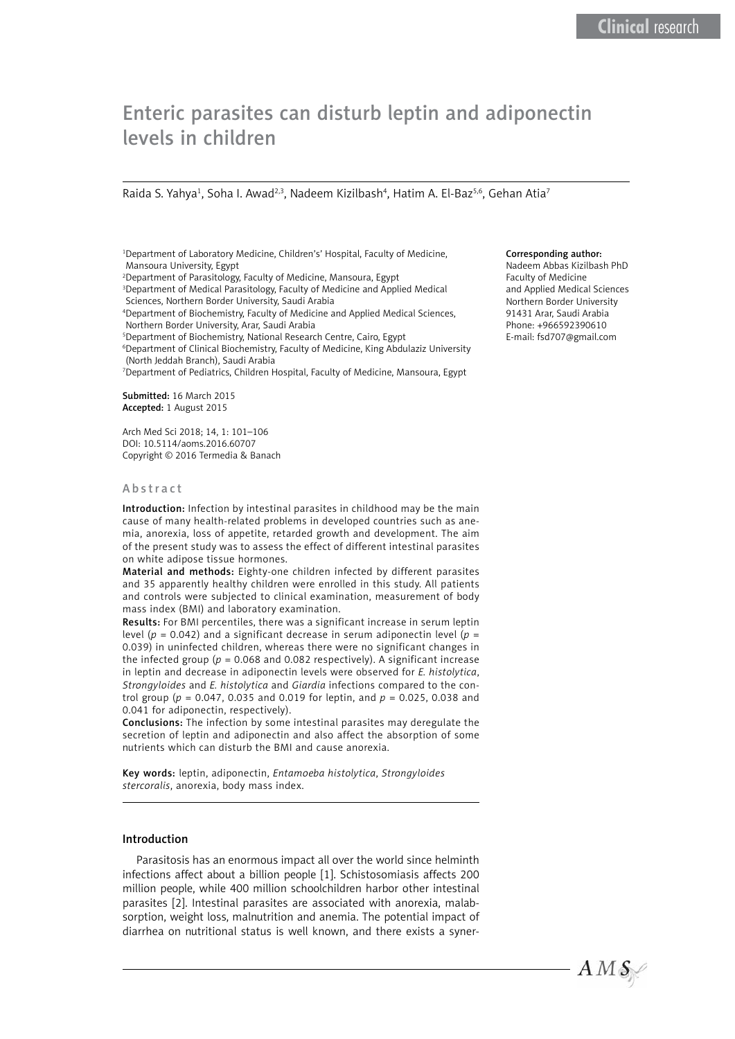Clinical research

# Enteric parasites can disturb leptin and adiponectin levels in children

Raida S. Yahya[1], Soha I. Awad[2,3], Nadeem Kizilbash[4], Hatim A. El-Baz[5,6], Gehan Atia[7]

[1]Department of Laboratory Medicine, Children's' Hospital, Faculty of Medicine, Mansoura University, Egypt
[2]Department of Parasitology, Faculty of Medicine, Mansoura, Egypt
[3]Department of Medical Parasitology, Faculty of Medicine and Applied Medical Sciences, Northern Border University, Saudi Arabia
[4]Department of Biochemistry, Faculty of Medicine and Applied Medical Sciences, Northern Border University, Arar, Saudi Arabia
[5]Department of Biochemistry, National Research Centre, Cairo, Egypt
[6]Department of Clinical Biochemistry, Faculty of Medicine, King Abdulaziz University (North Jeddah Branch), Saudi Arabia
[7]Department of Pediatrics, Children Hospital, Faculty of Medicine, Mansoura, Egypt

**Corresponding author:**
Nadeem Abbas Kizilbash PhD
Faculty of Medicine
and Applied Medical Sciences
Northern Border University
91431 Arar, Saudi Arabia
Phone: +966592390610
E-mail: fsd707@gmail.com

**Submitted:** 16 March 2015
**Accepted:** 1 August 2015

Arch Med Sci 2018; 14, 1: 101–106
DOI: 10.5114/aoms.2016.60707
Copyright © 2016 Termedia & Banach

## Abstract

**Introduction:** Infection by intestinal parasites in childhood may be the main cause of many health-related problems in developed countries such as anemia, anorexia, loss of appetite, retarded growth and development. The aim of the present study was to assess the effect of different intestinal parasites on white adipose tissue hormones.

**Material and methods:** Eighty-one children infected by different parasites and 35 apparently healthy children were enrolled in this study. All patients and controls were subjected to clinical examination, measurement of body mass index (BMI) and laboratory examination.

**Results:** For BMI percentiles, there was a significant increase in serum leptin level ($p$ = 0.042) and a significant decrease in serum adiponectin level ($p$ = 0.039) in uninfected children, whereas there were no significant changes in the infected group ($p$ = 0.068 and 0.082 respectively). A significant increase in leptin and decrease in adiponectin levels were observed for *E. histolytica*, *Strongyloides* and *E. histolytica* and *Giardia* infections compared to the control group ($p$ = 0.047, 0.035 and 0.019 for leptin, and $p$ = 0.025, 0.038 and 0.041 for adiponectin, respectively).

**Conclusions:** The infection by some intestinal parasites may deregulate the secretion of leptin and adiponectin and also affect the absorption of some nutrients which can disturb the BMI and cause anorexia.

**Key words:** leptin, adiponectin, *Entamoeba histolytica*, *Strongyloides stercoralis*, anorexia, body mass index.

## Introduction

Parasitosis has an enormous impact all over the world since helminth infections affect about a billion people [1]. Schistosomiasis affects 200 million people, while 400 million schoolchildren harbor other intestinal parasites [2]. Intestinal parasites are associated with anorexia, malabsorption, weight loss, malnutrition and anemia. The potential impact of diarrhea on nutritional status is well known, and there exists a syner-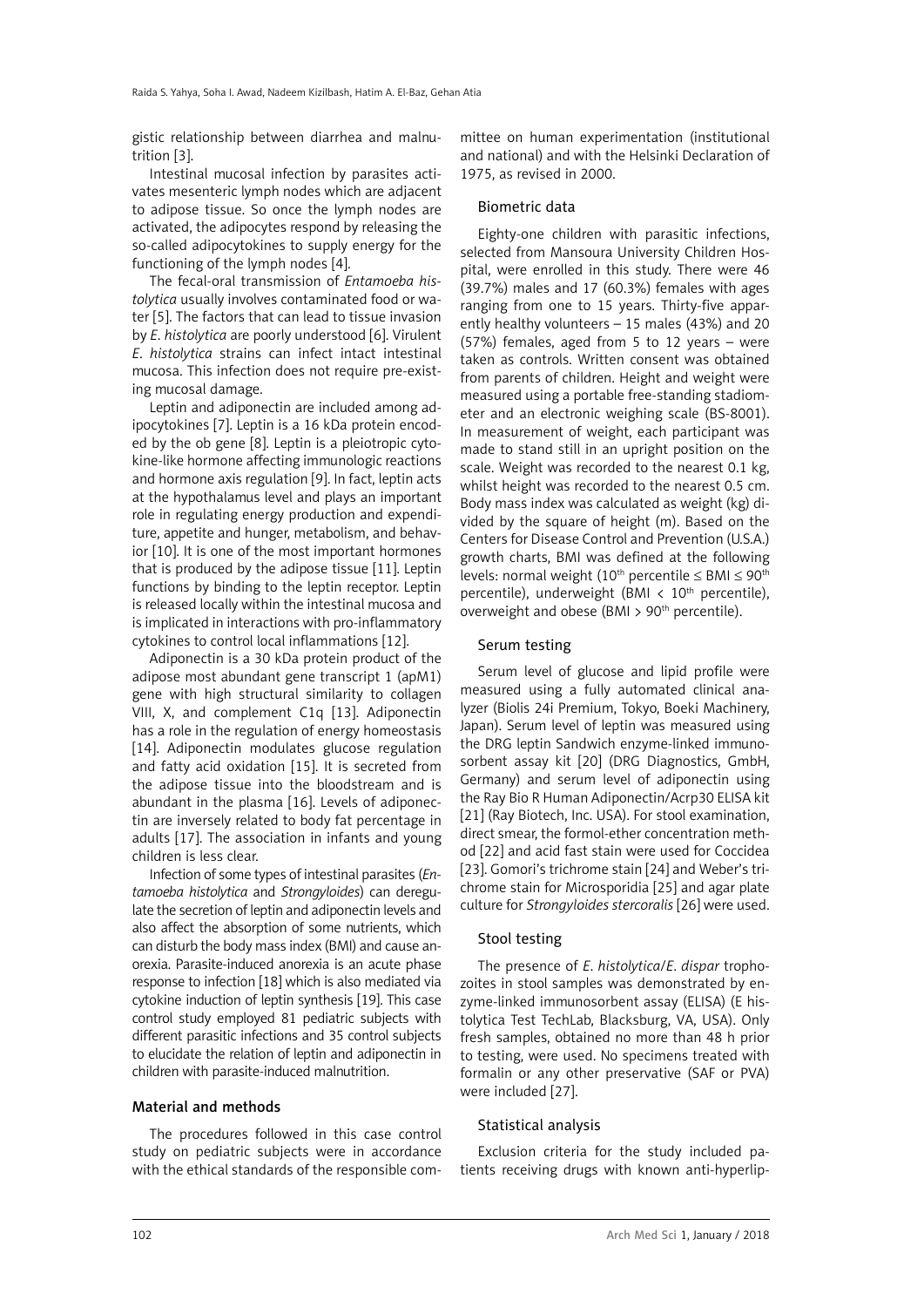gistic relationship between diarrhea and malnutrition [3].

Intestinal mucosal infection by parasites activates mesenteric lymph nodes which are adjacent to adipose tissue. So once the lymph nodes are activated, the adipocytes respond by releasing the so-called adipocytokines to supply energy for the functioning of the lymph nodes [4].

The fecal-oral transmission of *Entamoeba histolytica* usually involves contaminated food or water [5]. The factors that can lead to tissue invasion by *E. histolytica* are poorly understood [6]. Virulent *E. histolytica* strains can infect intact intestinal mucosa. This infection does not require pre-existing mucosal damage.

Leptin and adiponectin are included among adipocytokines [7]. Leptin is a 16 kDa protein encoded by the ob gene [8]. Leptin is a pleiotropic cytokine-like hormone affecting immunologic reactions and hormone axis regulation [9]. In fact, leptin acts at the hypothalamus level and plays an important role in regulating energy production and expenditure, appetite and hunger, metabolism, and behavior [10]. It is one of the most important hormones that is produced by the adipose tissue [11]. Leptin functions by binding to the leptin receptor. Leptin is released locally within the intestinal mucosa and is implicated in interactions with pro-inflammatory cytokines to control local inflammations [12].

Adiponectin is a 30 kDa protein product of the adipose most abundant gene transcript 1 (apM1) gene with high structural similarity to collagen VIII, X, and complement C1q [13]. Adiponectin has a role in the regulation of energy homeostasis [14]. Adiponectin modulates glucose regulation and fatty acid oxidation [15]. It is secreted from the adipose tissue into the bloodstream and is abundant in the plasma [16]. Levels of adiponectin are inversely related to body fat percentage in adults [17]. The association in infants and young children is less clear.

Infection of some types of intestinal parasites (*Entamoeba histolytica* and *Strongyloides*) can deregulate the secretion of leptin and adiponectin levels and also affect the absorption of some nutrients, which can disturb the body mass index (BMI) and cause anorexia. Parasite-induced anorexia is an acute phase response to infection [18] which is also mediated via cytokine induction of leptin synthesis [19]. This case control study employed 81 pediatric subjects with different parasitic infections and 35 control subjects to elucidate the relation of leptin and adiponectin in children with parasite-induced malnutrition.

## Material and methods

The procedures followed in this case control study on pediatric subjects were in accordance with the ethical standards of the responsible committee on human experimentation (institutional and national) and with the Helsinki Declaration of 1975, as revised in 2000.

### Biometric data

Eighty-one children with parasitic infections, selected from Mansoura University Children Hospital, were enrolled in this study. There were 46 (39.7%) males and 17 (60.3%) females with ages ranging from one to 15 years. Thirty-five apparently healthy volunteers – 15 males (43%) and 20 (57%) females, aged from 5 to 12 years – were taken as controls. Written consent was obtained from parents of children. Height and weight were measured using a portable free-standing stadiometer and an electronic weighing scale (BS-8001). In measurement of weight, each participant was made to stand still in an upright position on the scale. Weight was recorded to the nearest 0.1 kg, whilst height was recorded to the nearest 0.5 cm. Body mass index was calculated as weight (kg) divided by the square of height (m). Based on the Centers for Disease Control and Prevention (U.S.A.) growth charts, BMI was defined at the following levels: normal weight (10$^{th}$ percentile ≤ BMI ≤ 90$^{th}$ percentile), underweight (BMI < 10$^{th}$ percentile), overweight and obese (BMI > 90$^{th}$ percentile).

### Serum testing

Serum level of glucose and lipid profile were measured using a fully automated clinical analyzer (Biolis 24i Premium, Tokyo, Boeki Machinery, Japan). Serum level of leptin was measured using the DRG leptin Sandwich enzyme-linked immunosorbent assay kit [20] (DRG Diagnostics, GmbH, Germany) and serum level of adiponectin using the Ray Bio R Human Adiponectin/Acrp30 ELISA kit [21] (Ray Biotech, Inc. USA). For stool examination, direct smear, the formol-ether concentration method [22] and acid fast stain were used for Coccidea [23]. Gomori's trichrome stain [24] and Weber's trichrome stain for Microsporidia [25] and agar plate culture for *Strongyloides stercoralis* [26] were used.

### Stool testing

The presence of *E. histolytica*/*E. dispar* trophozoites in stool samples was demonstrated by enzyme-linked immunosorbent assay (ELISA) (E histolytica Test TechLab, Blacksburg, VA, USA). Only fresh samples, obtained no more than 48 h prior to testing, were used. No specimens treated with formalin or any other preservative (SAF or PVA) were included [27].

### Statistical analysis

Exclusion criteria for the study included patients receiving drugs with known anti-hyperlip-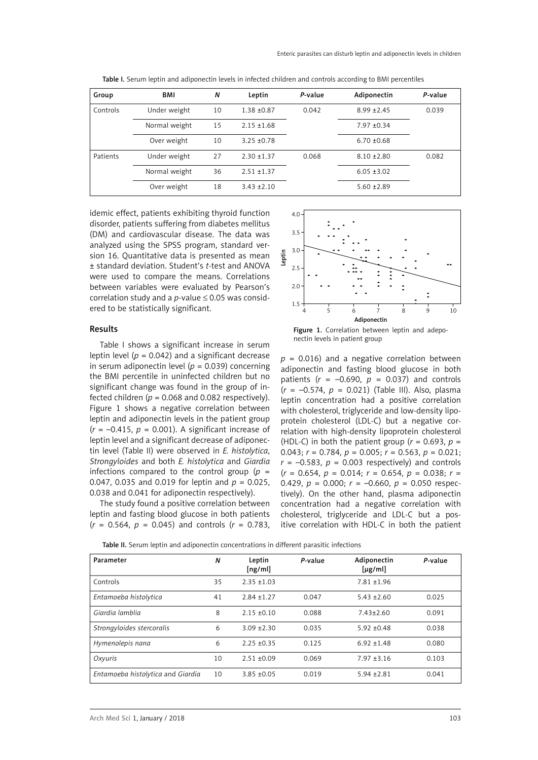Table I. Serum leptin and adiponectin levels in infected children and controls according to BMI percentiles

| Group | BMI | *N* | Leptin | *P*-value | Adiponectin | *P*-value |
|---|---|---|---|---|---|---|
| Controls | Under weight | 10 | 1.38 ±0.87 | 0.042 | 8.99 ±2.45 | 0.039 |
| | Normal weight | 15 | 2.15 ±1.68 | | 7.97 ±0.34 | |
| | Over weight | 10 | 3.25 ±0.78 | | 6.70 ±0.68 | |
| Patients | Under weight | 27 | 2.30 ±1.37 | 0.068 | 8.10 ±2.80 | 0.082 |
| | Normal weight | 36 | 2.51 ±1.37 | | 6.05 ±3.02 | |
| | Over weight | 18 | 3.43 ±2.10 | | 5.60 ±2.89 | |

idemic effect, patients exhibiting thyroid function disorder, patients suffering from diabetes mellitus (DM) and cardiovascular disease. The data was analyzed using the SPSS program, standard version 16. Quantitative data is presented as mean ± standard deviation. Student's *t*-test and ANOVA were used to compare the means. Correlations between variables were evaluated by Pearson's correlation study and a *p*-value ≤ 0.05 was considered to be statistically significant.

## Results

Table I shows a significant increase in serum leptin level ($p = 0.042$) and a significant decrease in serum adiponectin level ($p = 0.039$) concerning the BMI percentile in uninfected children but no significant change was found in the group of infected children ($p = 0.068$ and 0.082 respectively). Figure 1 shows a negative correlation between leptin and adiponectin levels in the patient group ($r = -0.415$, $p = 0.001$). A significant increase of leptin level and a significant decrease of adiponectin level (Table II) were observed in *E. histolytica*, *Strongyloides* and both *E. histolytica* and *Giardia* infections compared to the control group ($p =$ 0.047, 0.035 and 0.019 for leptin and $p = 0.025$, 0.038 and 0.041 for adiponectin respectively).

The study found a positive correlation between leptin and fasting blood glucose in both patients ($r = 0.564$, $p = 0.045$) and controls ($r = 0.783$, $p = 0.016$) and a negative correlation between adiponectin and fasting blood glucose in both patients ($r = -0.690$, $p = 0.037$) and controls ($r = -0.574$, $p = 0.021$) (Table III). Also, plasma leptin concentration had a positive correlation with cholesterol, triglyceride and low-density lipoprotein cholesterol (LDL-C) but a negative correlation with high-density lipoprotein cholesterol (HDL-C) in both the patient group ($r = 0.693$, $p =$ 0.043; $r = 0.784$, $p = 0.005$; $r = 0.563$, $p = 0.021$; $r = -0.583$, $p = 0.003$ respectively) and controls ($r = 0.654$, $p = 0.014$; $r = 0.654$, $p = 0.038$; $r =$ 0.429, $p = 0.000$; $r = -0.660$, $p = 0.050$ respectively). On the other hand, plasma adiponectin concentration had a negative correlation with cholesterol, triglyceride and LDL-C but a positive correlation with HDL-C in both the patient

Figure 1. Correlation between leptin and adeponectin levels in patient group

Table II. Serum leptin and adiponectin concentrations in different parasitic infections

| Parameter | *N* | Leptin [ng/ml] | *P*-value | Adiponectin [μg/ml] | *P*-value |
|---|---|---|---|---|---|
| Controls | 35 | 2.35 ±1.03 | | 7.81 ±1.96 | |
| *Entamoeba histolytica* | 41 | 2.84 ±1.27 | 0.047 | 5.43 ±2.60 | 0.025 |
| *Giardia lamblia* | 8 | 2.15 ±0.10 | 0.088 | 7.43±2.60 | 0.091 |
| *Strongyloides stercoralis* | 6 | 3.09 ±2.30 | 0.035 | 5.92 ±0.48 | 0.038 |
| *Hymenolepis nana* | 6 | 2.25 ±0.35 | 0.125 | 6.92 ±1.48 | 0.080 |
| *Oxyuris* | 10 | 2.51 ±0.09 | 0.069 | 7.97 ±3.16 | 0.103 |
| *Entamoeba histolytica* and *Giardia* | 10 | 3.85 ±0.05 | 0.019 | 5.94 ±2.81 | 0.041 |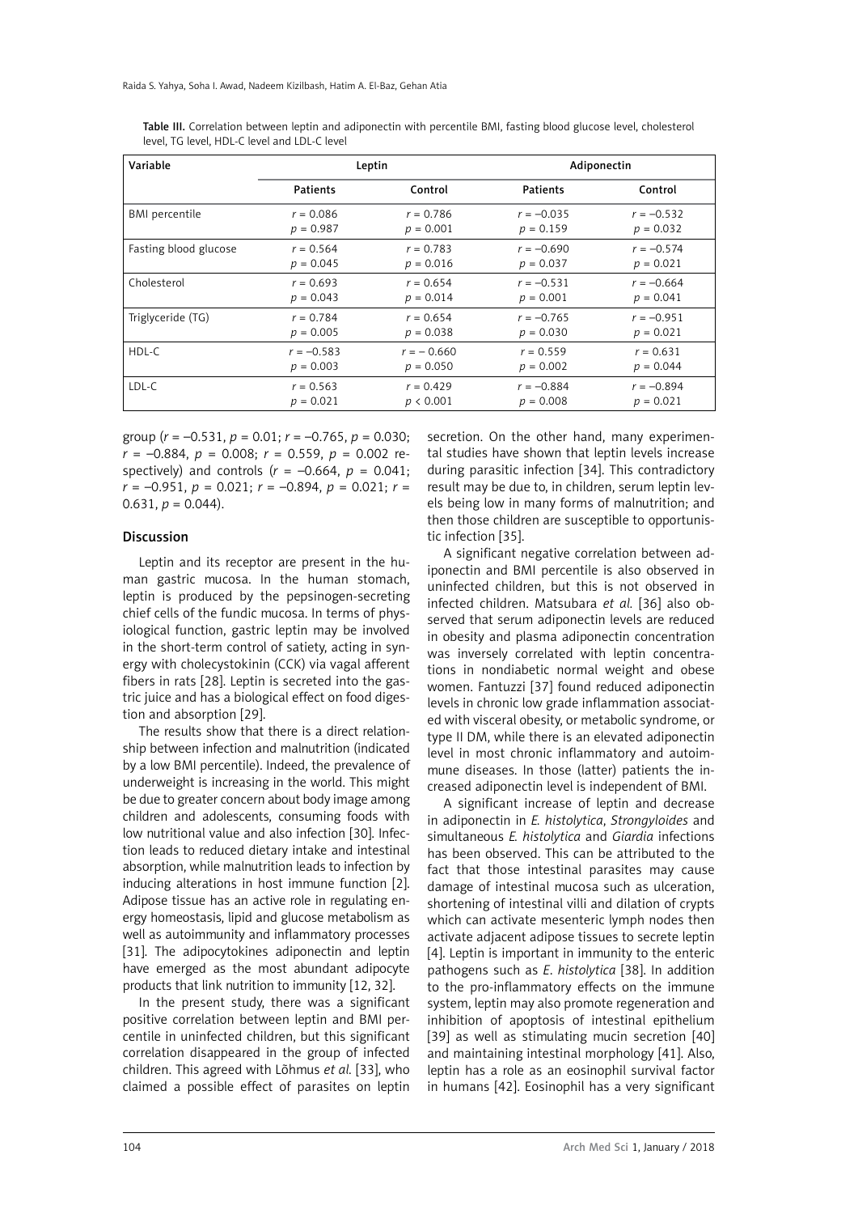Table III. Correlation between leptin and adiponectin with percentile BMI, fasting blood glucose level, cholesterol level, TG level, HDL-C level and LDL-C level

| Variable | Leptin | | Adiponectin | |
|---|---|---|---|---|
| | Patients | Control | Patients | Control |
| BMI percentile | $r = 0.086$<br>$p = 0.987$ | $r = 0.786$<br>$p = 0.001$ | $r = -0.035$<br>$p = 0.159$ | $r = -0.532$<br>$p = 0.032$ |
| Fasting blood glucose | $r = 0.564$<br>$p = 0.045$ | $r = 0.783$<br>$p = 0.016$ | $r = -0.690$<br>$p = 0.037$ | $r = -0.574$<br>$p = 0.021$ |
| Cholesterol | $r = 0.693$<br>$p = 0.043$ | $r = 0.654$<br>$p = 0.014$ | $r = -0.531$<br>$p = 0.001$ | $r = -0.664$<br>$p = 0.041$ |
| Triglyceride (TG) | $r = 0.784$<br>$p = 0.005$ | $r = 0.654$<br>$p = 0.038$ | $r = -0.765$<br>$p = 0.030$ | $r = -0.951$<br>$p = 0.021$ |
| HDL-C | $r = -0.583$<br>$p = 0.003$ | $r = -0.660$<br>$p = 0.050$ | $r = 0.559$<br>$p = 0.002$ | $r = 0.631$<br>$p = 0.044$ |
| LDL-C | $r = 0.563$<br>$p = 0.021$ | $r = 0.429$<br>$p < 0.001$ | $r = -0.884$<br>$p = 0.008$ | $r = -0.894$<br>$p = 0.021$ |

group ($r = -0.531$, $p = 0.01$; $r = -0.765$, $p = 0.030$; $r = -0.884$, $p = 0.008$; $r = 0.559$, $p = 0.002$ respectively) and controls ($r = -0.664$, $p = 0.041$; $r = -0.951$, $p = 0.021$; $r = -0.894$, $p = 0.021$; $r = 0.631$, $p = 0.044$).

## Discussion

Leptin and its receptor are present in the human gastric mucosa. In the human stomach, leptin is produced by the pepsinogen-secreting chief cells of the fundic mucosa. In terms of physiological function, gastric leptin may be involved in the short-term control of satiety, acting in synergy with cholecystokinin (CCK) via vagal afferent fibers in rats [28]. Leptin is secreted into the gastric juice and has a biological effect on food digestion and absorption [29].

The results show that there is a direct relationship between infection and malnutrition (indicated by a low BMI percentile). Indeed, the prevalence of underweight is increasing in the world. This might be due to greater concern about body image among children and adolescents, consuming foods with low nutritional value and also infection [30]. Infection leads to reduced dietary intake and intestinal absorption, while malnutrition leads to infection by inducing alterations in host immune function [2]. Adipose tissue has an active role in regulating energy homeostasis, lipid and glucose metabolism as well as autoimmunity and inflammatory processes [31]. The adipocytokines adiponectin and leptin have emerged as the most abundant adipocyte products that link nutrition to immunity [12, 32].

In the present study, there was a significant positive correlation between leptin and BMI percentile in uninfected children, but this significant correlation disappeared in the group of infected children. This agreed with Lõhmus *et al.* [33], who claimed a possible effect of parasites on leptin secretion. On the other hand, many experimental studies have shown that leptin levels increase during parasitic infection [34]. This contradictory result may be due to, in children, serum leptin levels being low in many forms of malnutrition; and then those children are susceptible to opportunistic infection [35].

A significant negative correlation between adiponectin and BMI percentile is also observed in uninfected children, but this is not observed in infected children. Matsubara *et al.* [36] also observed that serum adiponectin levels are reduced in obesity and plasma adiponectin concentration was inversely correlated with leptin concentrations in nondiabetic normal weight and obese women. Fantuzzi [37] found reduced adiponectin levels in chronic low grade inflammation associated with visceral obesity, or metabolic syndrome, or type II DM, while there is an elevated adiponectin level in most chronic inflammatory and autoimmune diseases. In those (latter) patients the increased adiponectin level is independent of BMI.

A significant increase of leptin and decrease in adiponectin in *E. histolytica*, *Strongyloides* and simultaneous *E. histolytica* and *Giardia* infections has been observed. This can be attributed to the fact that those intestinal parasites may cause damage of intestinal mucosa such as ulceration, shortening of intestinal villi and dilation of crypts which can activate mesenteric lymph nodes then activate adjacent adipose tissues to secrete leptin [4]. Leptin is important in immunity to the enteric pathogens such as *E. histolytica* [38]. In addition to the pro-inflammatory effects on the immune system, leptin may also promote regeneration and inhibition of apoptosis of intestinal epithelium [39] as well as stimulating mucin secretion [40] and maintaining intestinal morphology [41]. Also, leptin has a role as an eosinophil survival factor in humans [42]. Eosinophil has a very significant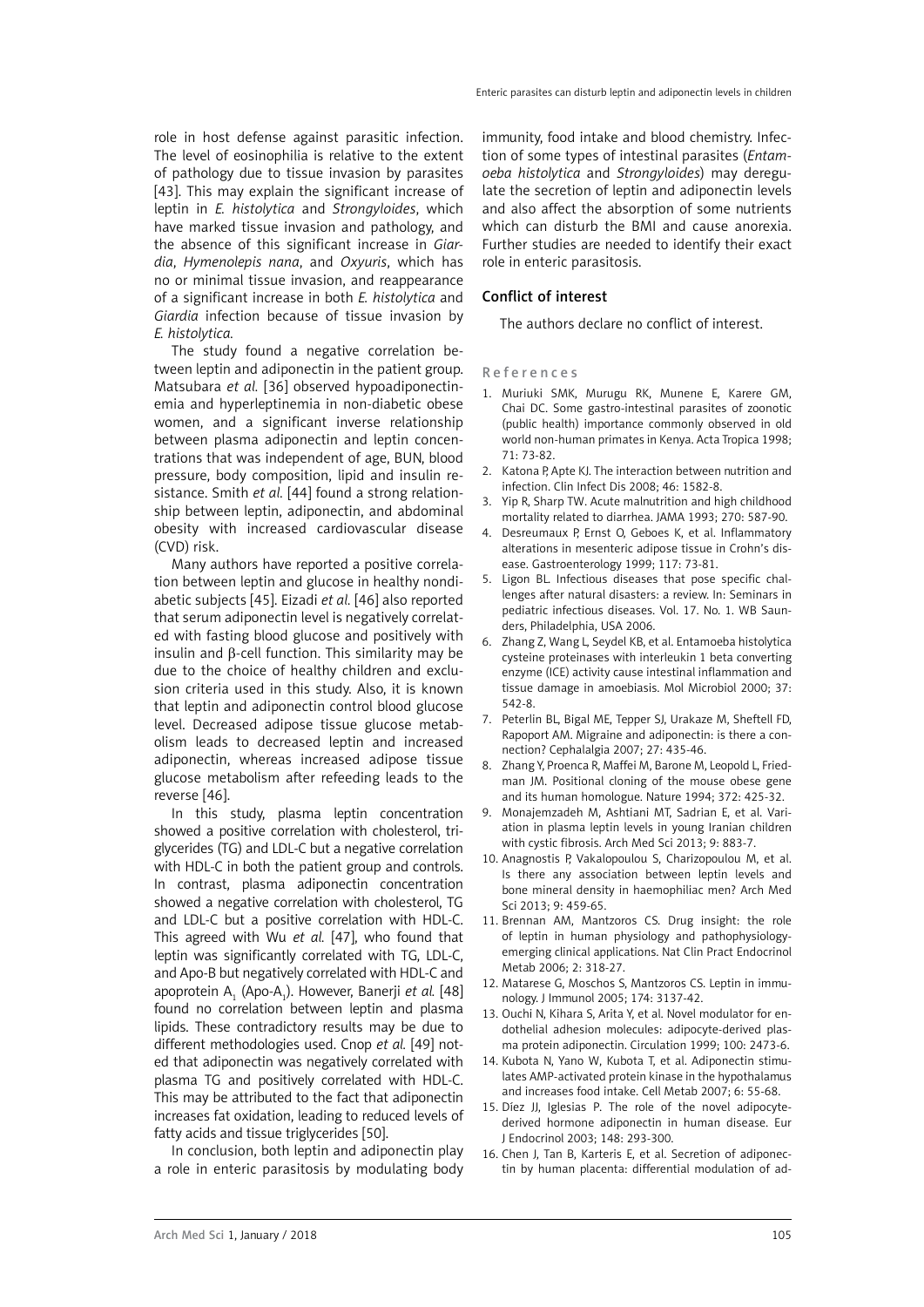role in host defense against parasitic infection. The level of eosinophilia is relative to the extent of pathology due to tissue invasion by parasites [43]. This may explain the significant increase of leptin in *E. histolytica* and *Strongyloides*, which have marked tissue invasion and pathology, and the absence of this significant increase in *Giardia*, *Hymenolepis nana*, and *Oxyuris*, which has no or minimal tissue invasion, and reappearance of a significant increase in both *E. histolytica* and *Giardia* infection because of tissue invasion by *E. histolytica*.

The study found a negative correlation between leptin and adiponectin in the patient group. Matsubara *et al.* [36] observed hypoadiponectinemia and hyperleptinemia in non-diabetic obese women, and a significant inverse relationship between plasma adiponectin and leptin concentrations that was independent of age, BUN, blood pressure, body composition, lipid and insulin resistance. Smith *et al.* [44] found a strong relationship between leptin, adiponectin, and abdominal obesity with increased cardiovascular disease (CVD) risk.

Many authors have reported a positive correlation between leptin and glucose in healthy nondiabetic subjects [45]. Eizadi *et al.* [46] also reported that serum adiponectin level is negatively correlated with fasting blood glucose and positively with insulin and β-cell function. This similarity may be due to the choice of healthy children and exclusion criteria used in this study. Also, it is known that leptin and adiponectin control blood glucose level. Decreased adipose tissue glucose metabolism leads to decreased leptin and increased adiponectin, whereas increased adipose tissue glucose metabolism after refeeding leads to the reverse [46].

In this study, plasma leptin concentration showed a positive correlation with cholesterol, triglycerides (TG) and LDL-C but a negative correlation with HDL-C in both the patient group and controls. In contrast, plasma adiponectin concentration showed a negative correlation with cholesterol, TG and LDL-C but a positive correlation with HDL-C. This agreed with Wu *et al.* [47], who found that leptin was significantly correlated with TG, LDL-C, and Apo-B but negatively correlated with HDL-C and apoprotein $A_1$ (Apo-$A_1$). However, Banerji *et al.* [48] found no correlation between leptin and plasma lipids. These contradictory results may be due to different methodologies used. Cnop *et al.* [49] noted that adiponectin was negatively correlated with plasma TG and positively correlated with HDL-C. This may be attributed to the fact that adiponectin increases fat oxidation, leading to reduced levels of fatty acids and tissue triglycerides [50].

In conclusion, both leptin and adiponectin play a role in enteric parasitosis by modulating body immunity, food intake and blood chemistry. Infection of some types of intestinal parasites (*Entamoeba histolytica* and *Strongyloides*) may deregulate the secretion of leptin and adiponectin levels and also affect the absorption of some nutrients which can disturb the BMI and cause anorexia. Further studies are needed to identify their exact role in enteric parasitosis.

## Conflict of interest

The authors declare no conflict of interest.

## References

1. Muriuki SMK, Murugu RK, Munene E, Karere GM, Chai DC. Some gastro-intestinal parasites of zoonotic (public health) importance commonly observed in old world non-human primates in Kenya. Acta Tropica 1998; 71: 73-82.
2. Katona P, Apte KJ. The interaction between nutrition and infection. Clin Infect Dis 2008; 46: 1582-8.
3. Yip R, Sharp TW. Acute malnutrition and high childhood mortality related to diarrhea. JAMA 1993; 270: 587-90.
4. Desreumaux P, Ernst O, Geboes K, et al. Inflammatory alterations in mesenteric adipose tissue in Crohn's disease. Gastroenterology 1999; 117: 73-81.
5. Ligon BL. Infectious diseases that pose specific challenges after natural disasters: a review. In: Seminars in pediatric infectious diseases. Vol. 17. No. 1. WB Saunders, Philadelphia, USA 2006.
6. Zhang Z, Wang L, Seydel KB, et al. Entamoeba histolytica cysteine proteinases with interleukin 1 beta converting enzyme (ICE) activity cause intestinal inflammation and tissue damage in amoebiasis. Mol Microbiol 2000; 37: 542-8.
7. Peterlin BL, Bigal ME, Tepper SJ, Urakaze M, Sheftell FD, Rapoport AM. Migraine and adiponectin: is there a connection? Cephalalgia 2007; 27: 435-46.
8. Zhang Y, Proenca R, Maffei M, Barone M, Leopold L, Friedman JM. Positional cloning of the mouse obese gene and its human homologue. Nature 1994; 372: 425-32.
9. Monajemzadeh M, Ashtiani MT, Sadrian E, et al. Variation in plasma leptin levels in young Iranian children with cystic fibrosis. Arch Med Sci 2013; 9: 883-7.
10. Anagnostis P, Vakalopoulou S, Charizopoulou M, et al. Is there any association between leptin levels and bone mineral density in haemophiliac men? Arch Med Sci 2013; 9: 459-65.
11. Brennan AM, Mantzoros CS. Drug insight: the role of leptin in human physiology and pathophysiology-emerging clinical applications. Nat Clin Pract Endocrinol Metab 2006; 2: 318-27.
12. Matarese G, Moschos S, Mantzoros CS. Leptin in immunology. J Immunol 2005; 174: 3137-42.
13. Ouchi N, Kihara S, Arita Y, et al. Novel modulator for endothelial adhesion molecules: adipocyte-derived plasma protein adiponectin. Circulation 1999; 100: 2473-6.
14. Kubota N, Yano W, Kubota T, et al. Adiponectin stimulates AMP-activated protein kinase in the hypothalamus and increases food intake. Cell Metab 2007; 6: 55-68.
15. Díez JJ, Iglesias P. The role of the novel adipocyte-derived hormone adiponectin in human disease. Eur J Endocrinol 2003; 148: 293-300.
16. Chen J, Tan B, Karteris E, et al. Secretion of adiponectin by human placenta: differential modulation of ad-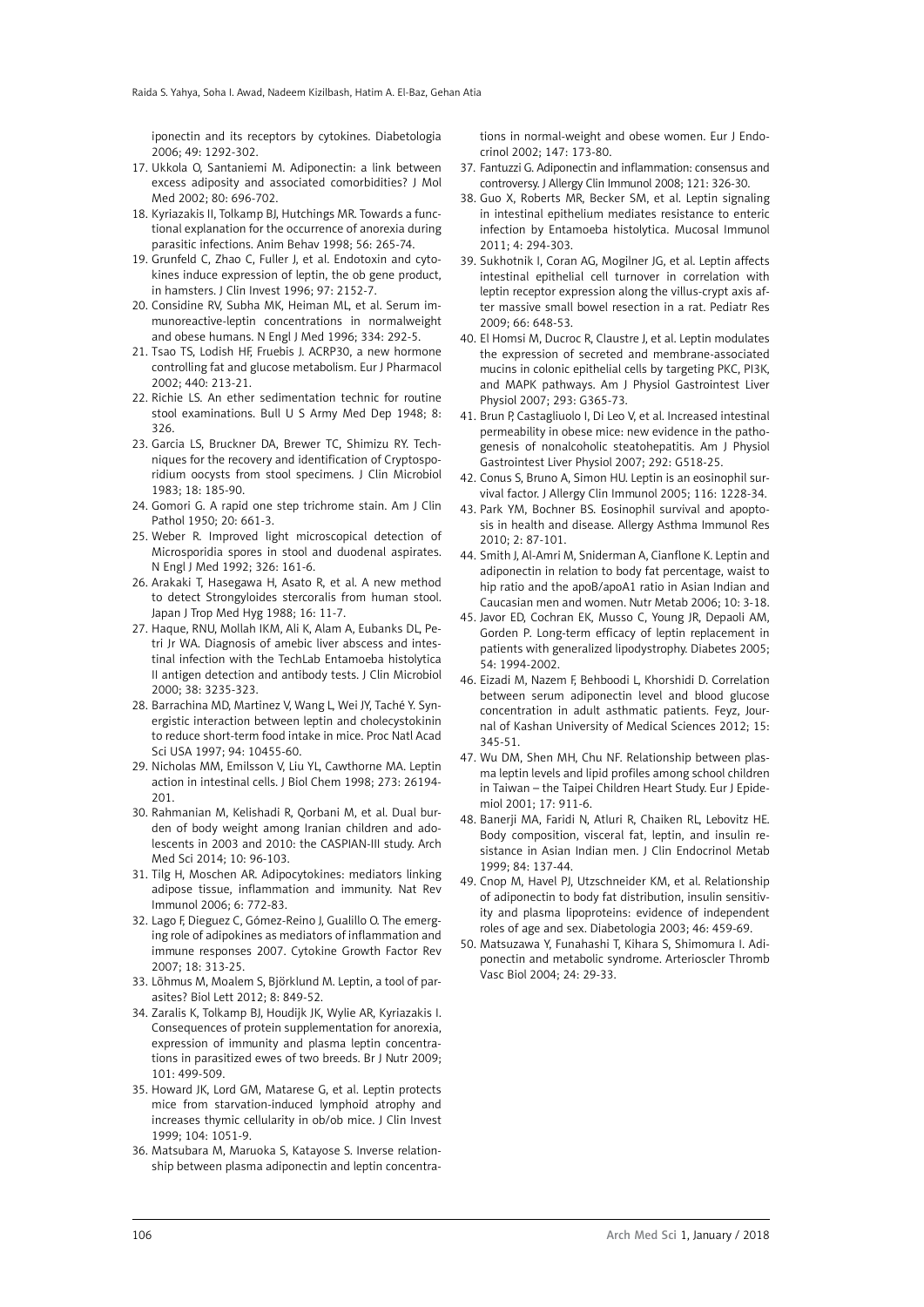iponectin and its receptors by cytokines. Diabetologia 2006; 49: 1292-302.

17. Ukkola O, Santaniemi M. Adiponectin: a link between excess adiposity and associated comorbidities? J Mol Med 2002; 80: 696-702.
18. Kyriazakis II, Tolkamp BJ, Hutchings MR. Towards a functional explanation for the occurrence of anorexia during parasitic infections. Anim Behav 1998; 56: 265-74.
19. Grunfeld C, Zhao C, Fuller J, et al. Endotoxin and cytokines induce expression of leptin, the ob gene product, in hamsters. J Clin Invest 1996; 97: 2152-7.
20. Considine RV, Subha MK, Heiman ML, et al. Serum immunoreactive-leptin concentrations in normalweight and obese humans. N Engl J Med 1996; 334: 292-5.
21. Tsao TS, Lodish HF, Fruebis J. ACRP30, a new hormone controlling fat and glucose metabolism. Eur J Pharmacol 2002; 440: 213-21.
22. Richie LS. An ether sedimentation technic for routine stool examinations. Bull U S Army Med Dep 1948; 8: 326.
23. Garcia LS, Bruckner DA, Brewer TC, Shimizu RY. Techniques for the recovery and identification of Cryptosporidium oocysts from stool specimens. J Clin Microbiol 1983; 18: 185-90.
24. Gomori G. A rapid one step trichrome stain. Am J Clin Pathol 1950; 20: 661-3.
25. Weber R. Improved light microscopical detection of Microsporidia spores in stool and duodenal aspirates. N Engl J Med 1992; 326: 161-6.
26. Arakaki T, Hasegawa H, Asato R, et al. A new method to detect Strongyloides stercoralis from human stool. Japan J Trop Med Hyg 1988; 16: 11-7.
27. Haque, RNU, Mollah IKM, Ali K, Alam A, Eubanks DL, Petri Jr WA. Diagnosis of amebic liver abscess and intestinal infection with the TechLab Entamoeba histolytica II antigen detection and antibody tests. J Clin Microbiol 2000; 38: 3235-323.
28. Barrachina MD, Martinez V, Wang L, Wei JY, Taché Y. Synergistic interaction between leptin and cholecystokinin to reduce short-term food intake in mice. Proc Natl Acad Sci USA 1997; 94: 10455-60.
29. Nicholas MM, Emilsson V, Liu YL, Cawthorne MA. Leptin action in intestinal cells. J Biol Chem 1998; 273: 26194-201.
30. Rahmanian M, Kelishadi R, Qorbani M, et al. Dual burden of body weight among Iranian children and adolescents in 2003 and 2010: the CASPIAN-III study. Arch Med Sci 2014; 10: 96-103.
31. Tilg H, Moschen AR. Adipocytokines: mediators linking adipose tissue, inflammation and immunity. Nat Rev Immunol 2006; 6: 772-83.
32. Lago F, Dieguez C, Gómez-Reino J, Gualillo O. The emerging role of adipokines as mediators of inflammation and immune responses 2007. Cytokine Growth Factor Rev 2007; 18: 313-25.
33. Löhmus M, Moalem S, Björklund M. Leptin, a tool of parasites? Biol Lett 2012; 8: 849-52.
34. Zaralis K, Tolkamp BJ, Houdijk JK, Wylie AR, Kyriazakis I. Consequences of protein supplementation for anorexia, expression of immunity and plasma leptin concentrations in parasitized ewes of two breeds. Br J Nutr 2009; 101: 499-509.
35. Howard JK, Lord GM, Matarese G, et al. Leptin protects mice from starvation-induced lymphoid atrophy and increases thymic cellularity in ob/ob mice. J Clin Invest 1999; 104: 1051-9.
36. Matsubara M, Maruoka S, Katayose S. Inverse relationship between plasma adiponectin and leptin concentrations in normal-weight and obese women. Eur J Endocrinol 2002; 147: 173-80.
37. Fantuzzi G. Adiponectin and inflammation: consensus and controversy. J Allergy Clin Immunol 2008; 121: 326-30.
38. Guo X, Roberts MR, Becker SM, et al. Leptin signaling in intestinal epithelium mediates resistance to enteric infection by Entamoeba histolytica. Mucosal Immunol 2011; 4: 294-303.
39. Sukhotnik I, Coran AG, Mogilner JG, et al. Leptin affects intestinal epithelial cell turnover in correlation with leptin receptor expression along the villus-crypt axis after massive small bowel resection in a rat. Pediatr Res 2009; 66: 648-53.
40. El Homsi M, Ducroc R, Claustre J, et al. Leptin modulates the expression of secreted and membrane-associated mucins in colonic epithelial cells by targeting PKC, PI3K, and MAPK pathways. Am J Physiol Gastrointest Liver Physiol 2007; 293: G365-73.
41. Brun P, Castagliuolo I, Di Leo V, et al. Increased intestinal permeability in obese mice: new evidence in the pathogenesis of nonalcoholic steatohepatitis. Am J Physiol Gastrointest Liver Physiol 2007; 292: G518-25.
42. Conus S, Bruno A, Simon HU. Leptin is an eosinophil survival factor. J Allergy Clin Immunol 2005; 116: 1228-34.
43. Park YM, Bochner BS. Eosinophil survival and apoptosis in health and disease. Allergy Asthma Immunol Res 2010; 2: 87-101.
44. Smith J, Al-Amri M, Sniderman A, Cianflone K. Leptin and adiponectin in relation to body fat percentage, waist to hip ratio and the apoB/apoA1 ratio in Asian Indian and Caucasian men and women. Nutr Metab 2006; 10: 3-18.
45. Javor ED, Cochran EK, Musso C, Young JR, Depaoli AM, Gorden P. Long-term efficacy of leptin replacement in patients with generalized lipodystrophy. Diabetes 2005; 54: 1994-2002.
46. Eizadi M, Nazem F, Behboodi L, Khorshidi D. Correlation between serum adiponectin level and blood glucose concentration in adult asthmatic patients. Feyz, Journal of Kashan University of Medical Sciences 2012; 15: 345-51.
47. Wu DM, Shen MH, Chu NF. Relationship between plasma leptin levels and lipid profiles among school children in Taiwan – the Taipei Children Heart Study. Eur J Epidemiol 2001; 17: 911-6.
48. Banerji MA, Faridi N, Atluri R, Chaiken RL, Lebovitz HE. Body composition, visceral fat, leptin, and insulin resistance in Asian Indian men. J Clin Endocrinol Metab 1999; 84: 137-44.
49. Cnop M, Havel PJ, Utzschneider KM, et al. Relationship of adiponectin to body fat distribution, insulin sensitivity and plasma lipoproteins: evidence of independent roles of age and sex. Diabetologia 2003; 46: 459-69.
50. Matsuzawa Y, Funahashi T, Kihara S, Shimomura I. Adiponectin and metabolic syndrome. Arterioscler Thromb Vasc Biol 2004; 24: 29-33.